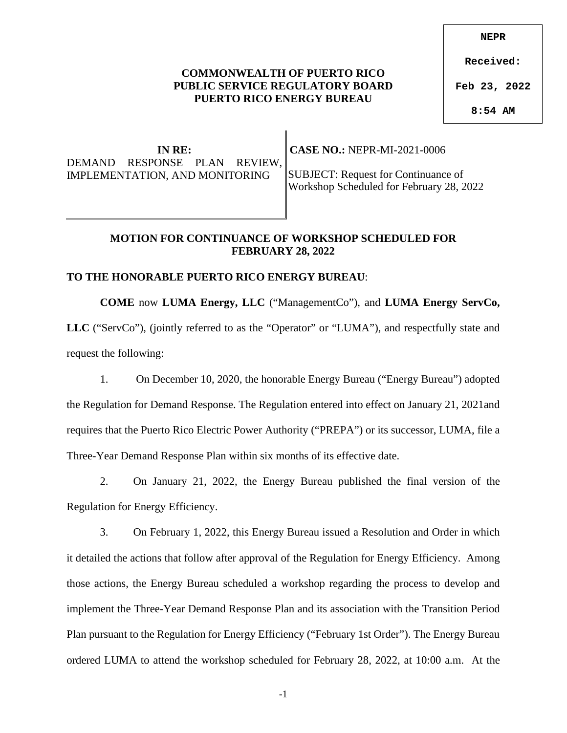NEPR

Received:

Feb 23, 2022

8:54 AM

**COMMONWEALTH OF PUERTO RICO**
**PUBLIC SERVICE REGULATORY BOARD**
**PUERTO RICO ENERGY BUREAU**

| **IN RE:** DEMAND RESPONSE PLAN REVIEW, IMPLEMENTATION, AND MONITORING | **CASE NO.:** NEPR-MI-2021-0006 SUBJECT: Request for Continuance of Workshop Scheduled for February 28, 2022 |
| --- | --- |

**MOTION FOR CONTINUANCE OF WORKSHOP SCHEDULED FOR FEBRUARY 28, 2022**

**TO THE HONORABLE PUERTO RICO ENERGY BUREAU**:

**COME** now **LUMA Energy, LLC** ("ManagementCo"), and **LUMA Energy ServCo, LLC** ("ServCo"), (jointly referred to as the "Operator" or "LUMA"), and respectfully state and request the following:

1. On December 10, 2020, the honorable Energy Bureau ("Energy Bureau") adopted the Regulation for Demand Response. The Regulation entered into effect on January 21, 2021and requires that the Puerto Rico Electric Power Authority ("PREPA") or its successor, LUMA, file a Three-Year Demand Response Plan within six months of its effective date.

2. On January 21, 2022, the Energy Bureau published the final version of the Regulation for Energy Efficiency.

3. On February 1, 2022, this Energy Bureau issued a Resolution and Order in which it detailed the actions that follow after approval of the Regulation for Energy Efficiency. Among those actions, the Energy Bureau scheduled a workshop regarding the process to develop and implement the Three-Year Demand Response Plan and its association with the Transition Period Plan pursuant to the Regulation for Energy Efficiency ("February 1st Order"). The Energy Bureau ordered LUMA to attend the workshop scheduled for February 28, 2022, at 10:00 a.m. At the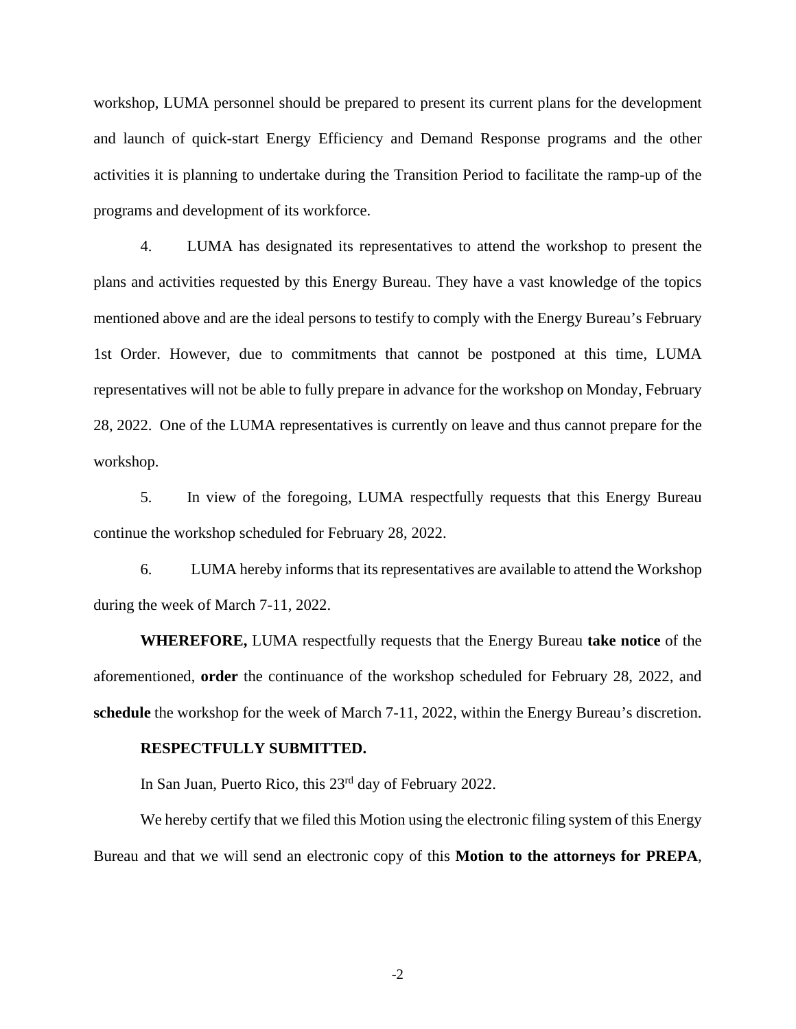workshop, LUMA personnel should be prepared to present its current plans for the development and launch of quick-start Energy Efficiency and Demand Response programs and the other activities it is planning to undertake during the Transition Period to facilitate the ramp-up of the programs and development of its workforce.

4. LUMA has designated its representatives to attend the workshop to present the plans and activities requested by this Energy Bureau. They have a vast knowledge of the topics mentioned above and are the ideal persons to testify to comply with the Energy Bureau's February 1st Order. However, due to commitments that cannot be postponed at this time, LUMA representatives will not be able to fully prepare in advance for the workshop on Monday, February 28, 2022. One of the LUMA representatives is currently on leave and thus cannot prepare for the workshop.

5. In view of the foregoing, LUMA respectfully requests that this Energy Bureau continue the workshop scheduled for February 28, 2022.

6. LUMA hereby informs that its representatives are available to attend the Workshop during the week of March 7-11, 2022.

**WHEREFORE,** LUMA respectfully requests that the Energy Bureau **take notice** of the aforementioned, **order** the continuance of the workshop scheduled for February 28, 2022, and **schedule** the workshop for the week of March 7-11, 2022, within the Energy Bureau's discretion.

**RESPECTFULLY SUBMITTED.**

In San Juan, Puerto Rico, this 23rd day of February 2022.

We hereby certify that we filed this Motion using the electronic filing system of this Energy Bureau and that we will send an electronic copy of this **Motion to the attorneys for PREPA**,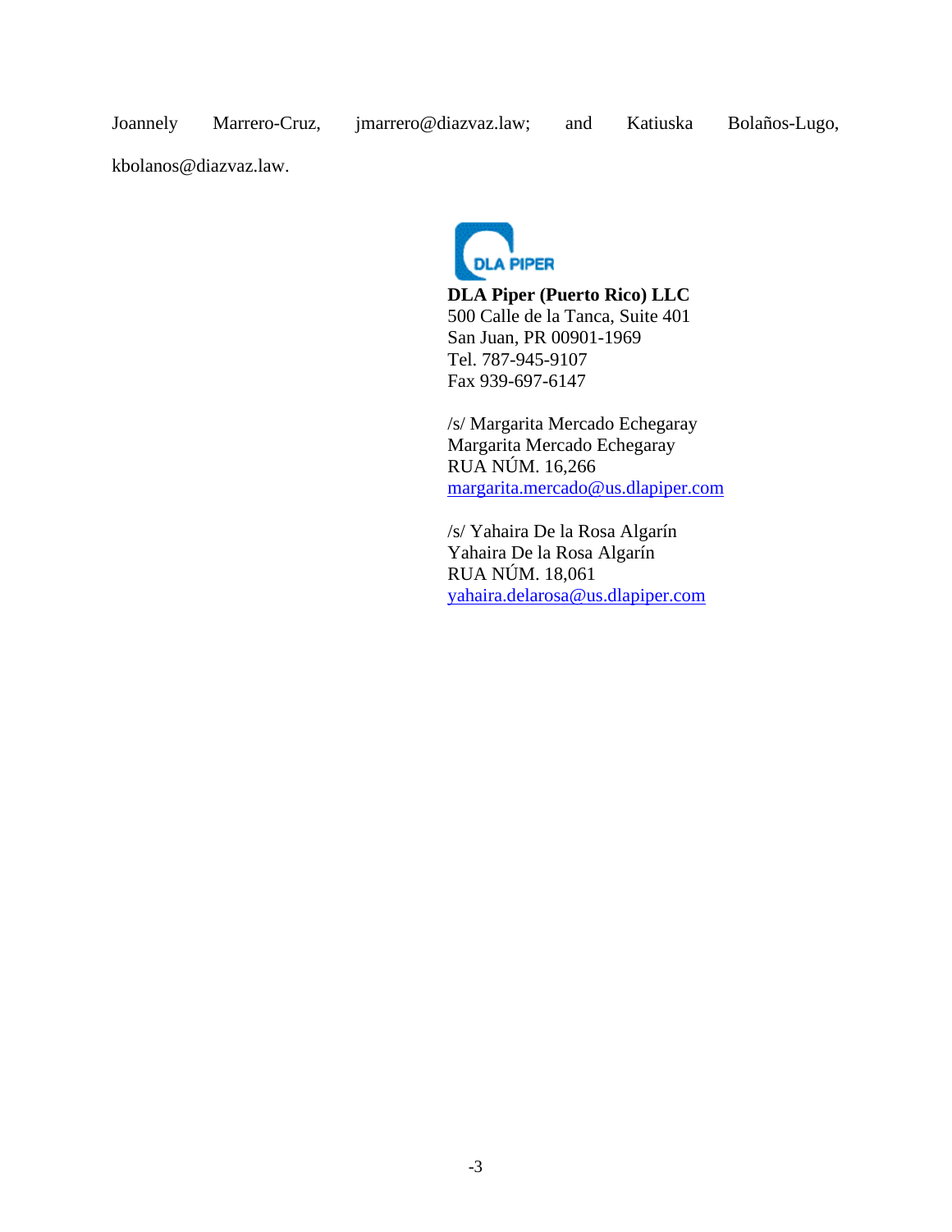Joannely Marrero-Cruz, jmarrero@diazvaz.law; and Katiuska Bolaños-Lugo, kbolanos@diazvaz.law.

**DLA Piper (Puerto Rico) LLC**
500 Calle de la Tanca, Suite 401
San Juan, PR 00901-1969
Tel. 787-945-9107
Fax 939-697-6147

/s/ Margarita Mercado Echegaray
Margarita Mercado Echegaray
RUA NÚM. 16,266
margarita.mercado@us.dlapiper.com

/s/ Yahaira De la Rosa Algarín
Yahaira De la Rosa Algarín
RUA NÚM. 18,061
yahaira.delarosa@us.dlapiper.com